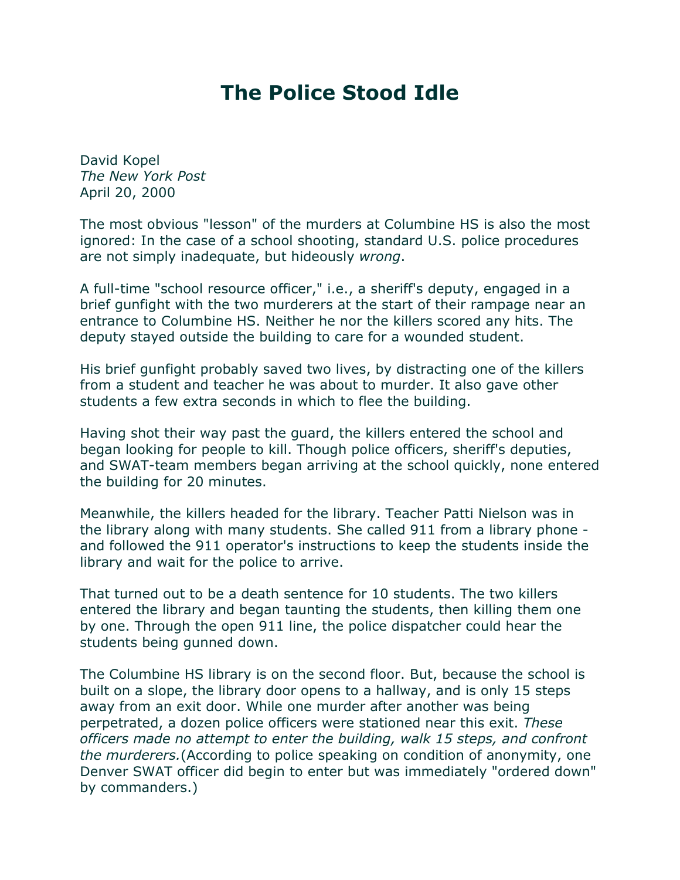# The Police Stood Idle

David Kopel
*The New York Post*
April 20, 2000

The most obvious "lesson" of the murders at Columbine HS is also the most ignored: In the case of a school shooting, standard U.S. police procedures are not simply inadequate, but hideously *wrong*.

A full-time "school resource officer," i.e., a sheriff's deputy, engaged in a brief gunfight with the two murderers at the start of their rampage near an entrance to Columbine HS. Neither he nor the killers scored any hits. The deputy stayed outside the building to care for a wounded student.

His brief gunfight probably saved two lives, by distracting one of the killers from a student and teacher he was about to murder. It also gave other students a few extra seconds in which to flee the building.

Having shot their way past the guard, the killers entered the school and began looking for people to kill. Though police officers, sheriff's deputies, and SWAT-team members began arriving at the school quickly, none entered the building for 20 minutes.

Meanwhile, the killers headed for the library. Teacher Patti Nielson was in the library along with many students. She called 911 from a library phone - and followed the 911 operator's instructions to keep the students inside the library and wait for the police to arrive.

That turned out to be a death sentence for 10 students. The two killers entered the library and began taunting the students, then killing them one by one. Through the open 911 line, the police dispatcher could hear the students being gunned down.

The Columbine HS library is on the second floor. But, because the school is built on a slope, the library door opens to a hallway, and is only 15 steps away from an exit door. While one murder after another was being perpetrated, a dozen police officers were stationed near this exit. *These officers made no attempt to enter the building, walk 15 steps, and confront the murderers.*(According to police speaking on condition of anonymity, one Denver SWAT officer did begin to enter but was immediately "ordered down" by commanders.)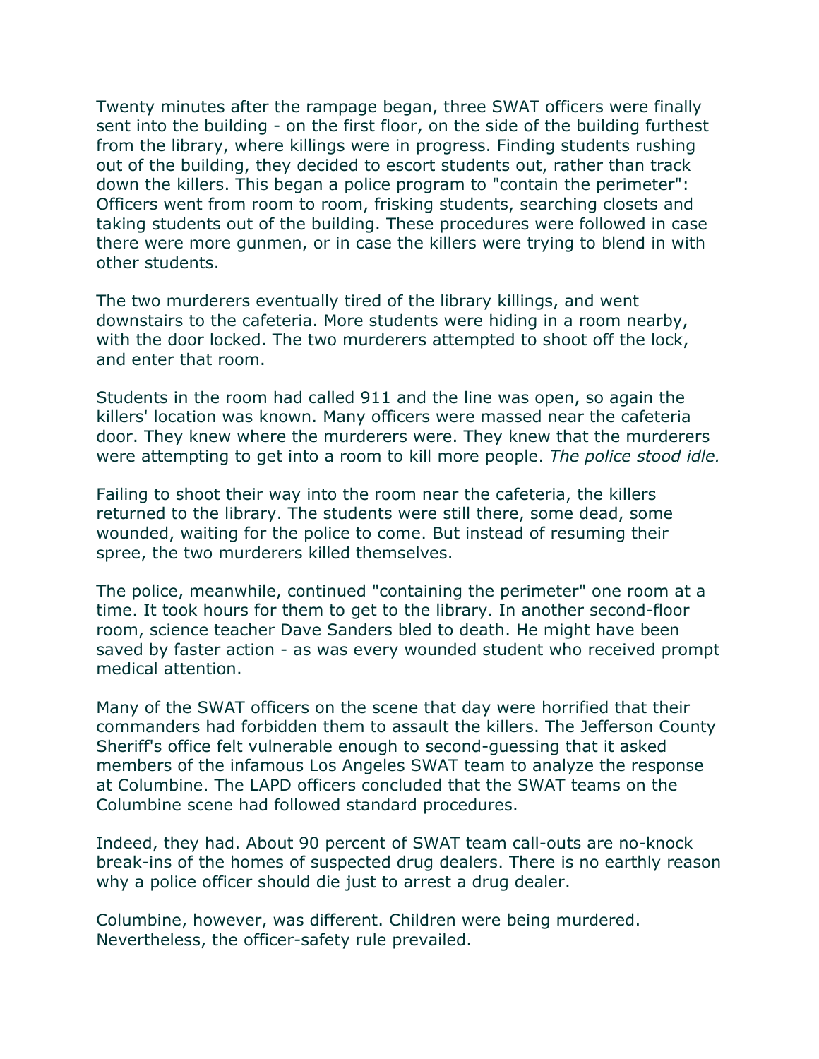Twenty minutes after the rampage began, three SWAT officers were finally sent into the building - on the first floor, on the side of the building furthest from the library, where killings were in progress. Finding students rushing out of the building, they decided to escort students out, rather than track down the killers. This began a police program to "contain the perimeter": Officers went from room to room, frisking students, searching closets and taking students out of the building. These procedures were followed in case there were more gunmen, or in case the killers were trying to blend in with other students.

The two murderers eventually tired of the library killings, and went downstairs to the cafeteria. More students were hiding in a room nearby, with the door locked. The two murderers attempted to shoot off the lock, and enter that room.

Students in the room had called 911 and the line was open, so again the killers' location was known. Many officers were massed near the cafeteria door. They knew where the murderers were. They knew that the murderers were attempting to get into a room to kill more people. *The police stood idle.*

Failing to shoot their way into the room near the cafeteria, the killers returned to the library. The students were still there, some dead, some wounded, waiting for the police to come. But instead of resuming their spree, the two murderers killed themselves.

The police, meanwhile, continued "containing the perimeter" one room at a time. It took hours for them to get to the library. In another second-floor room, science teacher Dave Sanders bled to death. He might have been saved by faster action - as was every wounded student who received prompt medical attention.

Many of the SWAT officers on the scene that day were horrified that their commanders had forbidden them to assault the killers. The Jefferson County Sheriff's office felt vulnerable enough to second-guessing that it asked members of the infamous Los Angeles SWAT team to analyze the response at Columbine. The LAPD officers concluded that the SWAT teams on the Columbine scene had followed standard procedures.

Indeed, they had. About 90 percent of SWAT team call-outs are no-knock break-ins of the homes of suspected drug dealers. There is no earthly reason why a police officer should die just to arrest a drug dealer.

Columbine, however, was different. Children were being murdered. Nevertheless, the officer-safety rule prevailed.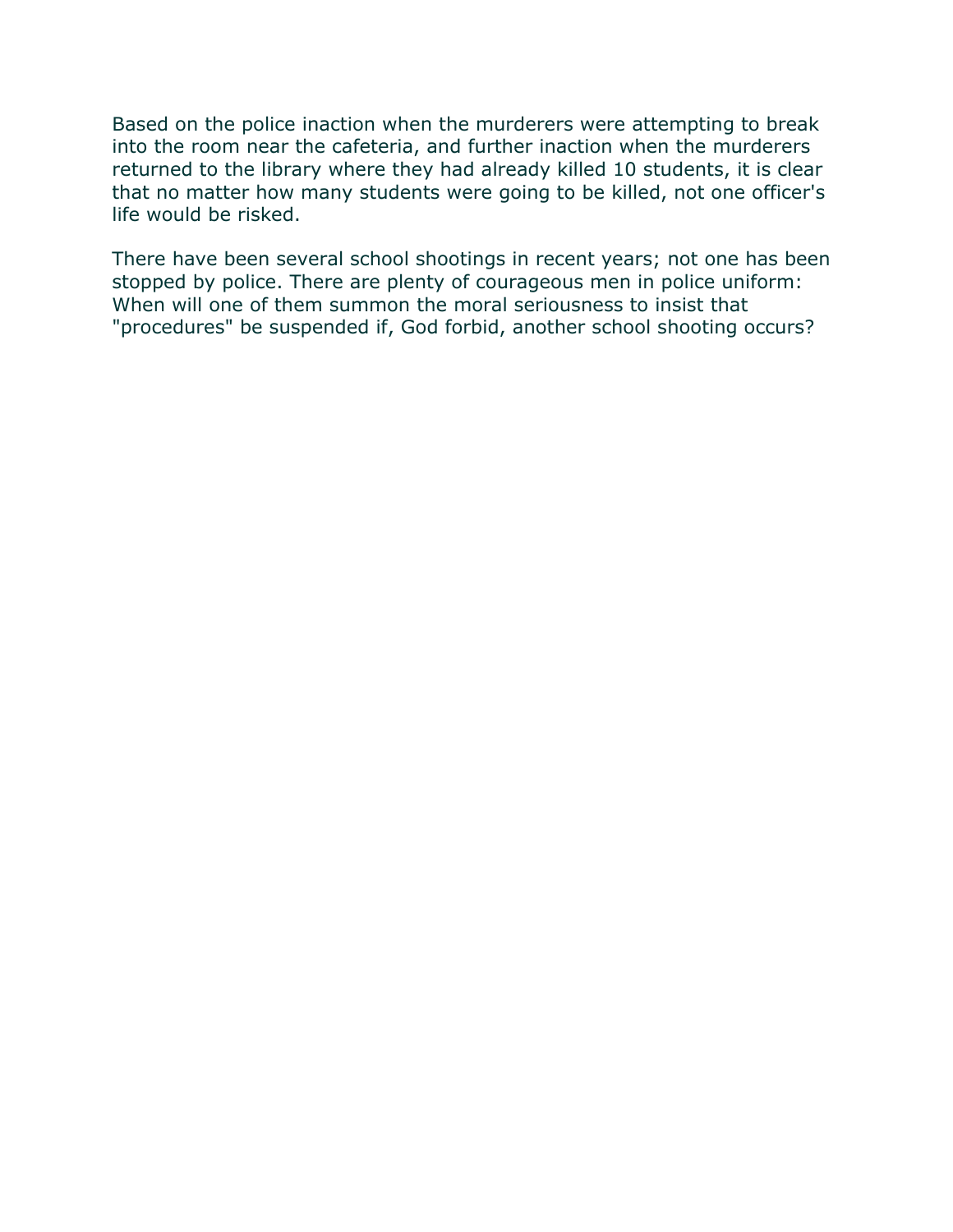Based on the police inaction when the murderers were attempting to break into the room near the cafeteria, and further inaction when the murderers returned to the library where they had already killed 10 students, it is clear that no matter how many students were going to be killed, not one officer's life would be risked.

There have been several school shootings in recent years; not one has been stopped by police. There are plenty of courageous men in police uniform: When will one of them summon the moral seriousness to insist that "procedures" be suspended if, God forbid, another school shooting occurs?